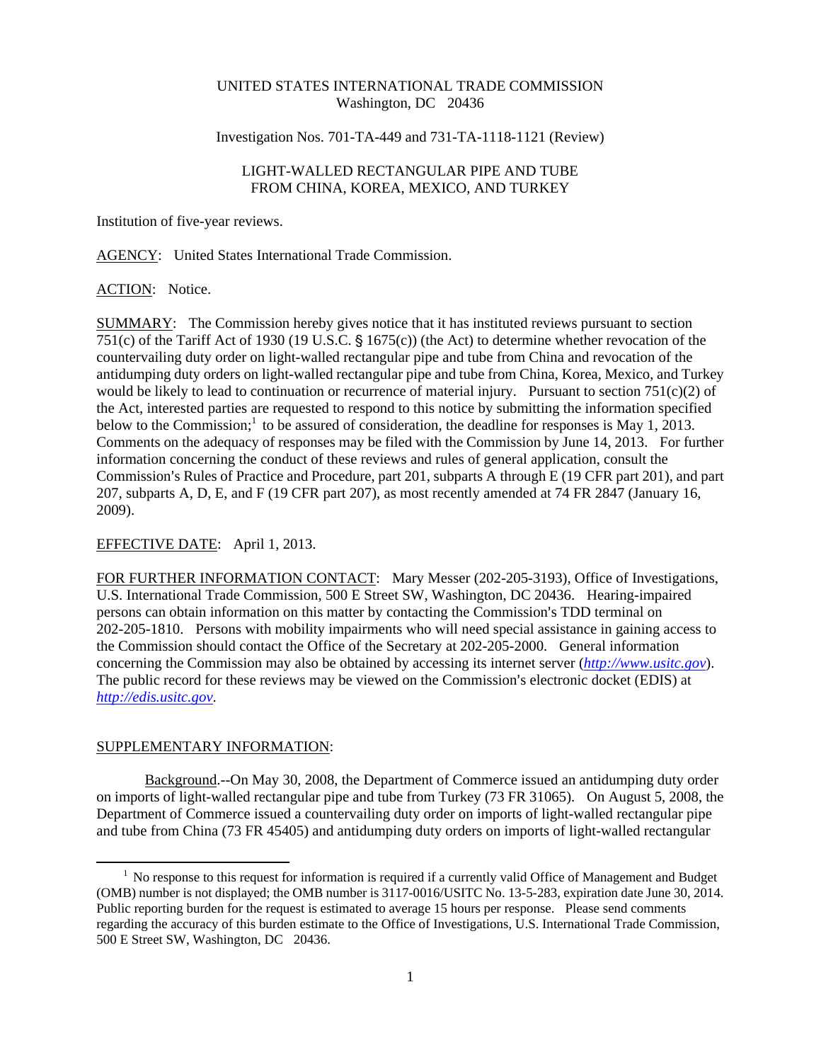UNITED STATES INTERNATIONAL TRADE COMMISSION
Washington, DC 20436

Investigation Nos. 701-TA-449 and 731-TA-1118-1121 (Review)

LIGHT-WALLED RECTANGULAR PIPE AND TUBE
FROM CHINA, KOREA, MEXICO, AND TURKEY

Institution of five-year reviews.

AGENCY: United States International Trade Commission.

ACTION: Notice.

SUMMARY: The Commission hereby gives notice that it has instituted reviews pursuant to section 751(c) of the Tariff Act of 1930 (19 U.S.C. § 1675(c)) (the Act) to determine whether revocation of the countervailing duty order on light-walled rectangular pipe and tube from China and revocation of the antidumping duty orders on light-walled rectangular pipe and tube from China, Korea, Mexico, and Turkey would be likely to lead to continuation or recurrence of material injury. Pursuant to section 751(c)(2) of the Act, interested parties are requested to respond to this notice by submitting the information specified below to the Commission;[1] to be assured of consideration, the deadline for responses is May 1, 2013. Comments on the adequacy of responses may be filed with the Commission by June 14, 2013. For further information concerning the conduct of these reviews and rules of general application, consult the Commission's Rules of Practice and Procedure, part 201, subparts A through E (19 CFR part 201), and part 207, subparts A, D, E, and F (19 CFR part 207), as most recently amended at 74 FR 2847 (January 16, 2009).

EFFECTIVE DATE: April 1, 2013.

FOR FURTHER INFORMATION CONTACT: Mary Messer (202-205-3193), Office of Investigations, U.S. International Trade Commission, 500 E Street SW, Washington, DC 20436. Hearing-impaired persons can obtain information on this matter by contacting the Commission's TDD terminal on 202-205-1810. Persons with mobility impairments who will need special assistance in gaining access to the Commission should contact the Office of the Secretary at 202-205-2000. General information concerning the Commission may also be obtained by accessing its internet server (*http://www.usitc.gov*). The public record for these reviews may be viewed on the Commission's electronic docket (EDIS) at *http://edis.usitc.gov*.

SUPPLEMENTARY INFORMATION:

Background.--On May 30, 2008, the Department of Commerce issued an antidumping duty order on imports of light-walled rectangular pipe and tube from Turkey (73 FR 31065). On August 5, 2008, the Department of Commerce issued a countervailing duty order on imports of light-walled rectangular pipe and tube from China (73 FR 45405) and antidumping duty orders on imports of light-walled rectangular

[1] No response to this request for information is required if a currently valid Office of Management and Budget (OMB) number is not displayed; the OMB number is 3117-0016/USITC No. 13-5-283, expiration date June 30, 2014. Public reporting burden for the request is estimated to average 15 hours per response. Please send comments regarding the accuracy of this burden estimate to the Office of Investigations, U.S. International Trade Commission, 500 E Street SW, Washington, DC 20436.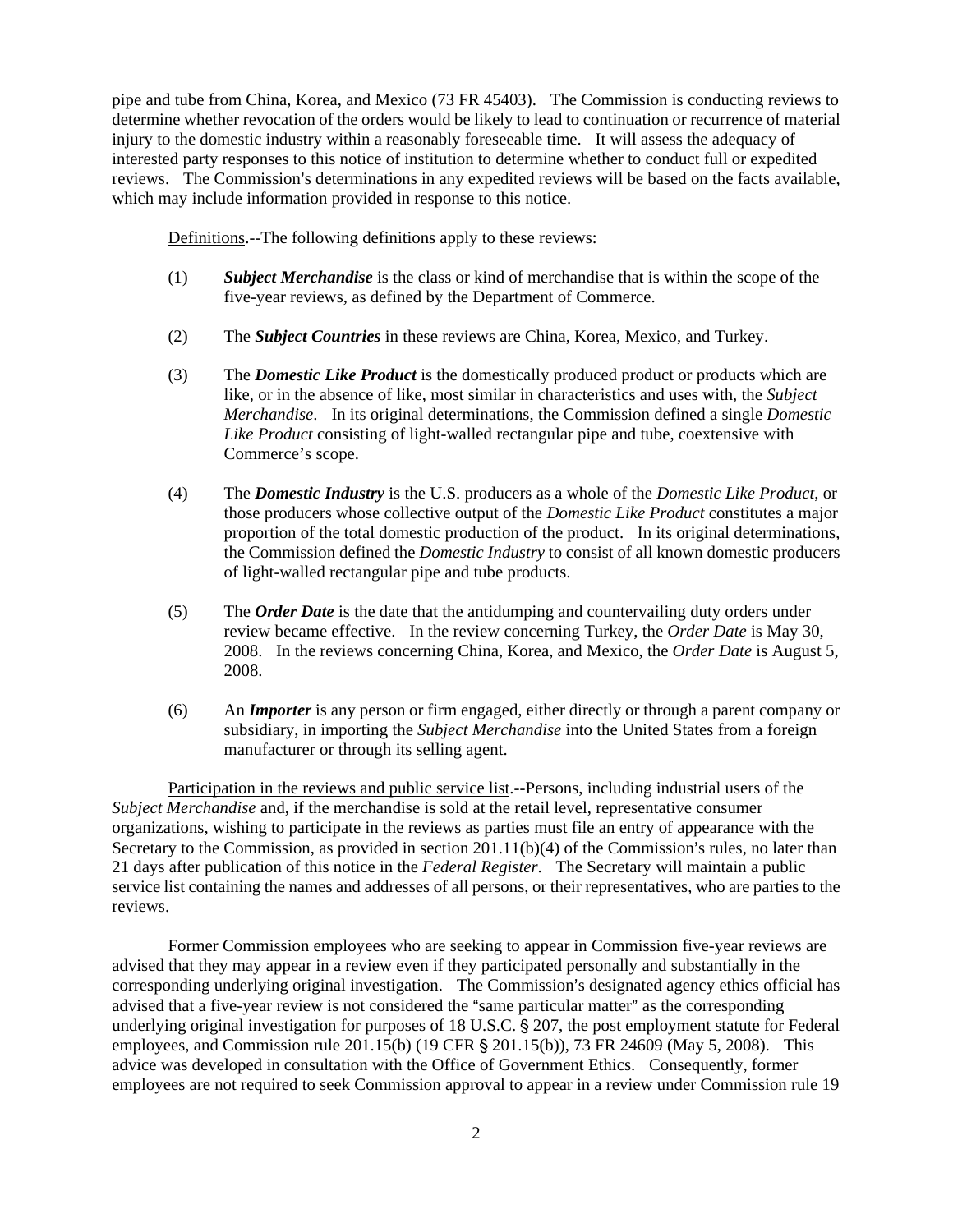pipe and tube from China, Korea, and Mexico (73 FR 45403). The Commission is conducting reviews to determine whether revocation of the orders would be likely to lead to continuation or recurrence of material injury to the domestic industry within a reasonably foreseeable time. It will assess the adequacy of interested party responses to this notice of institution to determine whether to conduct full or expedited reviews. The Commission's determinations in any expedited reviews will be based on the facts available, which may include information provided in response to this notice.

Definitions.--The following definitions apply to these reviews:

(1) ***Subject Merchandise*** is the class or kind of merchandise that is within the scope of the five-year reviews, as defined by the Department of Commerce.

(2) The ***Subject Countries*** in these reviews are China, Korea, Mexico, and Turkey.

(3) The ***Domestic Like Product*** is the domestically produced product or products which are like, or in the absence of like, most similar in characteristics and uses with, the *Subject Merchandise*. In its original determinations, the Commission defined a single *Domestic Like Product* consisting of light-walled rectangular pipe and tube, coextensive with Commerce's scope.

(4) The ***Domestic Industry*** is the U.S. producers as a whole of the *Domestic Like Product*, or those producers whose collective output of the *Domestic Like Product* constitutes a major proportion of the total domestic production of the product. In its original determinations, the Commission defined the *Domestic Industry* to consist of all known domestic producers of light-walled rectangular pipe and tube products.

(5) The ***Order Date*** is the date that the antidumping and countervailing duty orders under review became effective. In the review concerning Turkey, the *Order Date* is May 30, 2008. In the reviews concerning China, Korea, and Mexico, the *Order Date* is August 5, 2008.

(6) An ***Importer*** is any person or firm engaged, either directly or through a parent company or subsidiary, in importing the *Subject Merchandise* into the United States from a foreign manufacturer or through its selling agent.

Participation in the reviews and public service list.--Persons, including industrial users of the *Subject Merchandise* and, if the merchandise is sold at the retail level, representative consumer organizations, wishing to participate in the reviews as parties must file an entry of appearance with the Secretary to the Commission, as provided in section 201.11(b)(4) of the Commission's rules, no later than 21 days after publication of this notice in the *Federal Register*. The Secretary will maintain a public service list containing the names and addresses of all persons, or their representatives, who are parties to the reviews.

Former Commission employees who are seeking to appear in Commission five-year reviews are advised that they may appear in a review even if they participated personally and substantially in the corresponding underlying original investigation. The Commission's designated agency ethics official has advised that a five-year review is not considered the "same particular matter" as the corresponding underlying original investigation for purposes of 18 U.S.C. § 207, the post employment statute for Federal employees, and Commission rule 201.15(b) (19 CFR § 201.15(b)), 73 FR 24609 (May 5, 2008). This advice was developed in consultation with the Office of Government Ethics. Consequently, former employees are not required to seek Commission approval to appear in a review under Commission rule 19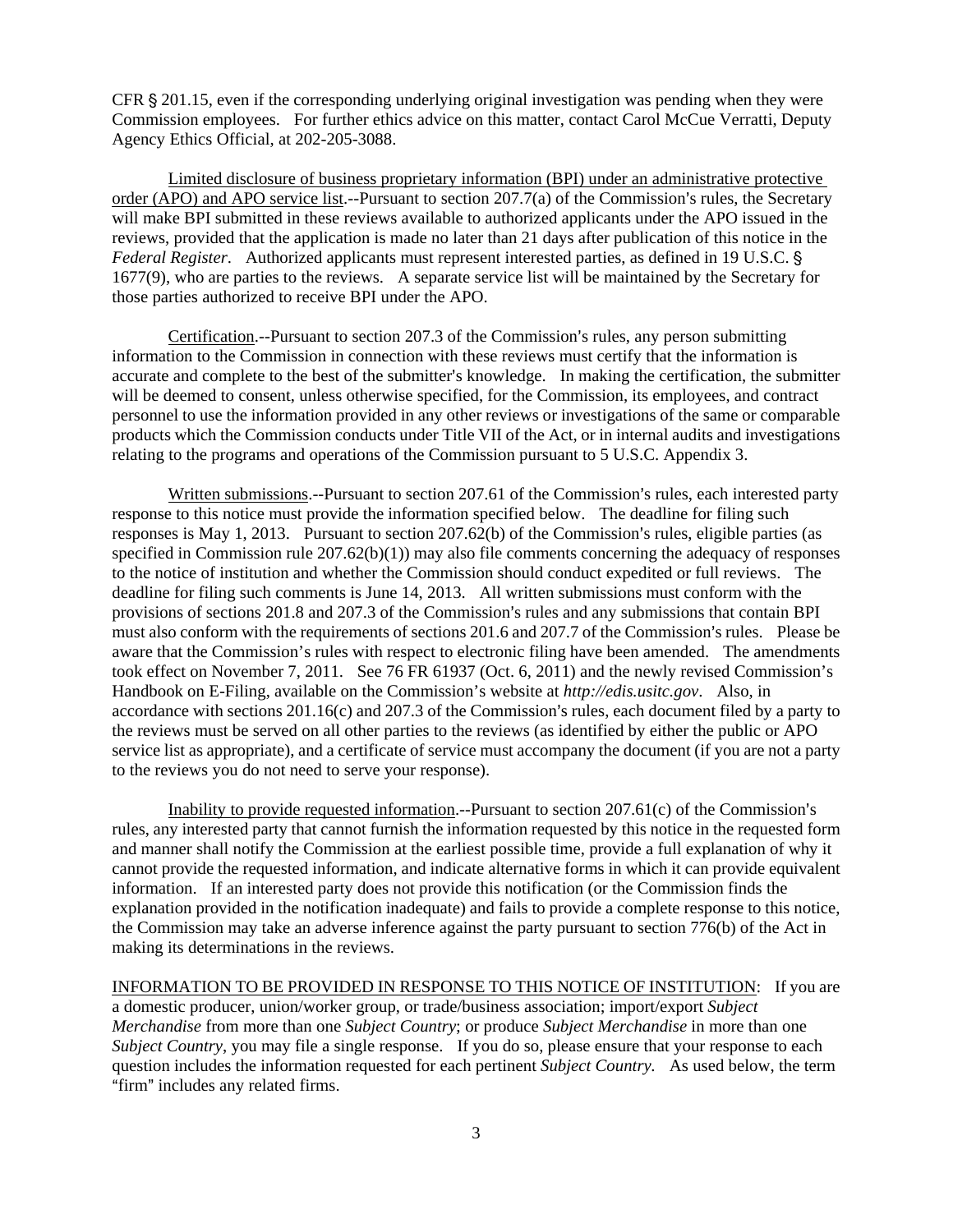CFR § 201.15, even if the corresponding underlying original investigation was pending when they were Commission employees. For further ethics advice on this matter, contact Carol McCue Verratti, Deputy Agency Ethics Official, at 202-205-3088.

Limited disclosure of business proprietary information (BPI) under an administrative protective order (APO) and APO service list.--Pursuant to section 207.7(a) of the Commission's rules, the Secretary will make BPI submitted in these reviews available to authorized applicants under the APO issued in the reviews, provided that the application is made no later than 21 days after publication of this notice in the *Federal Register*. Authorized applicants must represent interested parties, as defined in 19 U.S.C. § 1677(9), who are parties to the reviews. A separate service list will be maintained by the Secretary for those parties authorized to receive BPI under the APO.

Certification.--Pursuant to section 207.3 of the Commission's rules, any person submitting information to the Commission in connection with these reviews must certify that the information is accurate and complete to the best of the submitter's knowledge. In making the certification, the submitter will be deemed to consent, unless otherwise specified, for the Commission, its employees, and contract personnel to use the information provided in any other reviews or investigations of the same or comparable products which the Commission conducts under Title VII of the Act, or in internal audits and investigations relating to the programs and operations of the Commission pursuant to 5 U.S.C. Appendix 3.

Written submissions.--Pursuant to section 207.61 of the Commission's rules, each interested party response to this notice must provide the information specified below. The deadline for filing such responses is May 1, 2013. Pursuant to section 207.62(b) of the Commission's rules, eligible parties (as specified in Commission rule 207.62(b)(1)) may also file comments concerning the adequacy of responses to the notice of institution and whether the Commission should conduct expedited or full reviews. The deadline for filing such comments is June 14, 2013. All written submissions must conform with the provisions of sections 201.8 and 207.3 of the Commission's rules and any submissions that contain BPI must also conform with the requirements of sections 201.6 and 207.7 of the Commission's rules. Please be aware that the Commission's rules with respect to electronic filing have been amended. The amendments took effect on November 7, 2011. See 76 FR 61937 (Oct. 6, 2011) and the newly revised Commission's Handbook on E-Filing, available on the Commission's website at *http://edis.usitc.gov*. Also, in accordance with sections 201.16(c) and 207.3 of the Commission's rules, each document filed by a party to the reviews must be served on all other parties to the reviews (as identified by either the public or APO service list as appropriate), and a certificate of service must accompany the document (if you are not a party to the reviews you do not need to serve your response).

Inability to provide requested information.--Pursuant to section 207.61(c) of the Commission's rules, any interested party that cannot furnish the information requested by this notice in the requested form and manner shall notify the Commission at the earliest possible time, provide a full explanation of why it cannot provide the requested information, and indicate alternative forms in which it can provide equivalent information. If an interested party does not provide this notification (or the Commission finds the explanation provided in the notification inadequate) and fails to provide a complete response to this notice, the Commission may take an adverse inference against the party pursuant to section 776(b) of the Act in making its determinations in the reviews.

INFORMATION TO BE PROVIDED IN RESPONSE TO THIS NOTICE OF INSTITUTION: If you are a domestic producer, union/worker group, or trade/business association; import/export *Subject Merchandise* from more than one *Subject Country*; or produce *Subject Merchandise* in more than one *Subject Country*, you may file a single response. If you do so, please ensure that your response to each question includes the information requested for each pertinent *Subject Country.* As used below, the term "firm" includes any related firms.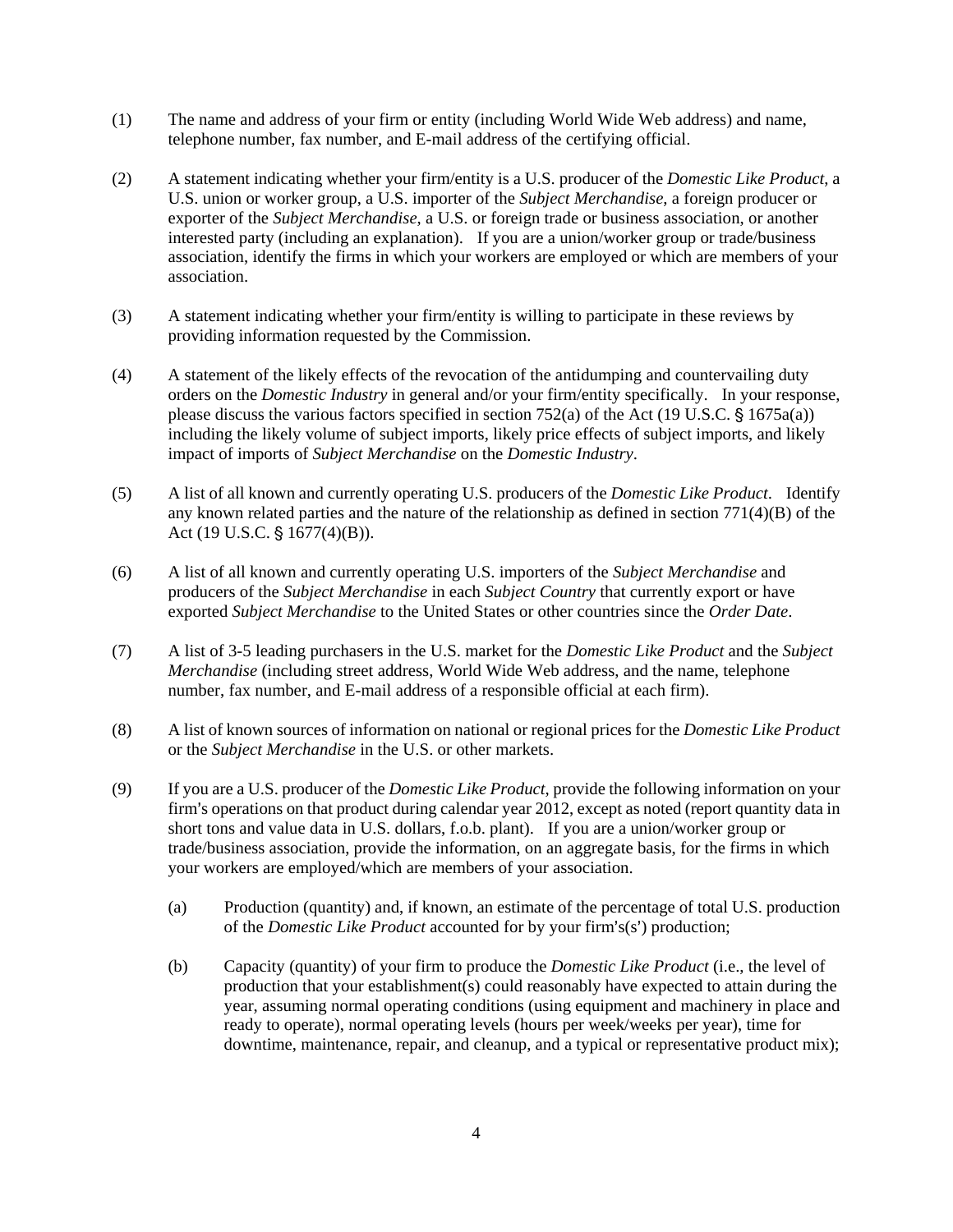(1) The name and address of your firm or entity (including World Wide Web address) and name, telephone number, fax number, and E-mail address of the certifying official.

(2) A statement indicating whether your firm/entity is a U.S. producer of the *Domestic Like Product*, a U.S. union or worker group, a U.S. importer of the *Subject Merchandise*, a foreign producer or exporter of the *Subject Merchandise*, a U.S. or foreign trade or business association, or another interested party (including an explanation). If you are a union/worker group or trade/business association, identify the firms in which your workers are employed or which are members of your association.

(3) A statement indicating whether your firm/entity is willing to participate in these reviews by providing information requested by the Commission.

(4) A statement of the likely effects of the revocation of the antidumping and countervailing duty orders on the *Domestic Industry* in general and/or your firm/entity specifically. In your response, please discuss the various factors specified in section 752(a) of the Act (19 U.S.C. § 1675a(a)) including the likely volume of subject imports, likely price effects of subject imports, and likely impact of imports of *Subject Merchandise* on the *Domestic Industry*.

(5) A list of all known and currently operating U.S. producers of the *Domestic Like Product*. Identify any known related parties and the nature of the relationship as defined in section 771(4)(B) of the Act (19 U.S.C. § 1677(4)(B)).

(6) A list of all known and currently operating U.S. importers of the *Subject Merchandise* and producers of the *Subject Merchandise* in each *Subject Country* that currently export or have exported *Subject Merchandise* to the United States or other countries since the *Order Date*.

(7) A list of 3-5 leading purchasers in the U.S. market for the *Domestic Like Product* and the *Subject Merchandise* (including street address, World Wide Web address, and the name, telephone number, fax number, and E-mail address of a responsible official at each firm).

(8) A list of known sources of information on national or regional prices for the *Domestic Like Product* or the *Subject Merchandise* in the U.S. or other markets.

(9) If you are a U.S. producer of the *Domestic Like Product*, provide the following information on your firm's operations on that product during calendar year 2012, except as noted (report quantity data in short tons and value data in U.S. dollars, f.o.b. plant). If you are a union/worker group or trade/business association, provide the information, on an aggregate basis, for the firms in which your workers are employed/which are members of your association.

   (a) Production (quantity) and, if known, an estimate of the percentage of total U.S. production of the *Domestic Like Product* accounted for by your firm's(s') production;

   (b) Capacity (quantity) of your firm to produce the *Domestic Like Product* (i.e., the level of production that your establishment(s) could reasonably have expected to attain during the year, assuming normal operating conditions (using equipment and machinery in place and ready to operate), normal operating levels (hours per week/weeks per year), time for downtime, maintenance, repair, and cleanup, and a typical or representative product mix);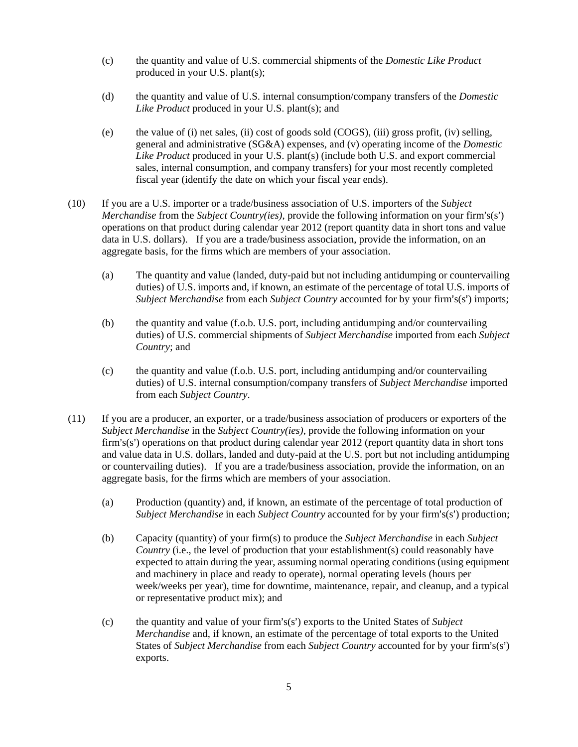(c) the quantity and value of U.S. commercial shipments of the *Domestic Like Product* produced in your U.S. plant(s);

(d) the quantity and value of U.S. internal consumption/company transfers of the *Domestic Like Product* produced in your U.S. plant(s); and

(e) the value of (i) net sales, (ii) cost of goods sold (COGS), (iii) gross profit, (iv) selling, general and administrative (SG&A) expenses, and (v) operating income of the *Domestic Like Product* produced in your U.S. plant(s) (include both U.S. and export commercial sales, internal consumption, and company transfers) for your most recently completed fiscal year (identify the date on which your fiscal year ends).

(10) If you are a U.S. importer or a trade/business association of U.S. importers of the *Subject Merchandise* from the *Subject Country(ies)*, provide the following information on your firm's(s') operations on that product during calendar year 2012 (report quantity data in short tons and value data in U.S. dollars). If you are a trade/business association, provide the information, on an aggregate basis, for the firms which are members of your association.

(a) The quantity and value (landed, duty-paid but not including antidumping or countervailing duties) of U.S. imports and, if known, an estimate of the percentage of total U.S. imports of *Subject Merchandise* from each *Subject Country* accounted for by your firm's(s') imports;

(b) the quantity and value (f.o.b. U.S. port, including antidumping and/or countervailing duties) of U.S. commercial shipments of *Subject Merchandise* imported from each *Subject Country*; and

(c) the quantity and value (f.o.b. U.S. port, including antidumping and/or countervailing duties) of U.S. internal consumption/company transfers of *Subject Merchandise* imported from each *Subject Country*.

(11) If you are a producer, an exporter, or a trade/business association of producers or exporters of the *Subject Merchandise* in the *Subject Country(ies)*, provide the following information on your firm's(s') operations on that product during calendar year 2012 (report quantity data in short tons and value data in U.S. dollars, landed and duty-paid at the U.S. port but not including antidumping or countervailing duties). If you are a trade/business association, provide the information, on an aggregate basis, for the firms which are members of your association.

(a) Production (quantity) and, if known, an estimate of the percentage of total production of *Subject Merchandise* in each *Subject Country* accounted for by your firm's(s') production;

(b) Capacity (quantity) of your firm(s) to produce the *Subject Merchandise* in each *Subject Country* (i.e., the level of production that your establishment(s) could reasonably have expected to attain during the year, assuming normal operating conditions (using equipment and machinery in place and ready to operate), normal operating levels (hours per week/weeks per year), time for downtime, maintenance, repair, and cleanup, and a typical or representative product mix); and

(c) the quantity and value of your firm's(s') exports to the United States of *Subject Merchandise* and, if known, an estimate of the percentage of total exports to the United States of *Subject Merchandise* from each *Subject Country* accounted for by your firm's(s') exports.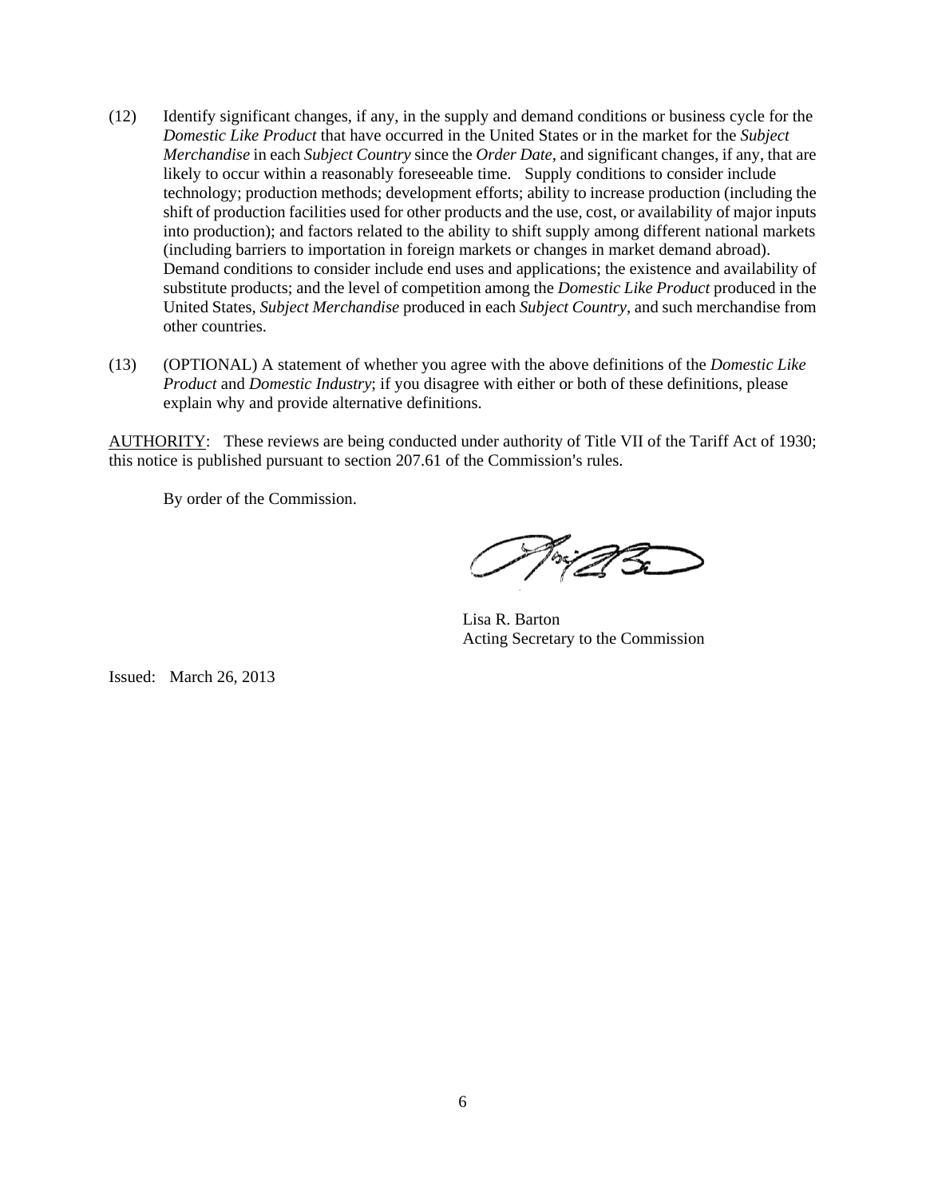(12) Identify significant changes, if any, in the supply and demand conditions or business cycle for the *Domestic Like Product* that have occurred in the United States or in the market for the *Subject Merchandise* in each *Subject Country* since the *Order Date*, and significant changes, if any, that are likely to occur within a reasonably foreseeable time. Supply conditions to consider include technology; production methods; development efforts; ability to increase production (including the shift of production facilities used for other products and the use, cost, or availability of major inputs into production); and factors related to the ability to shift supply among different national markets (including barriers to importation in foreign markets or changes in market demand abroad). Demand conditions to consider include end uses and applications; the existence and availability of substitute products; and the level of competition among the *Domestic Like Product* produced in the United States, *Subject Merchandise* produced in each *Subject Country*, and such merchandise from other countries.

(13) (OPTIONAL) A statement of whether you agree with the above definitions of the *Domestic Like Product* and *Domestic Industry*; if you disagree with either or both of these definitions, please explain why and provide alternative definitions.

AUTHORITY: These reviews are being conducted under authority of Title VII of the Tariff Act of 1930; this notice is published pursuant to section 207.61 of the Commission's rules.

By order of the Commission.

Lisa R. Barton
Acting Secretary to the Commission

Issued: March 26, 2013